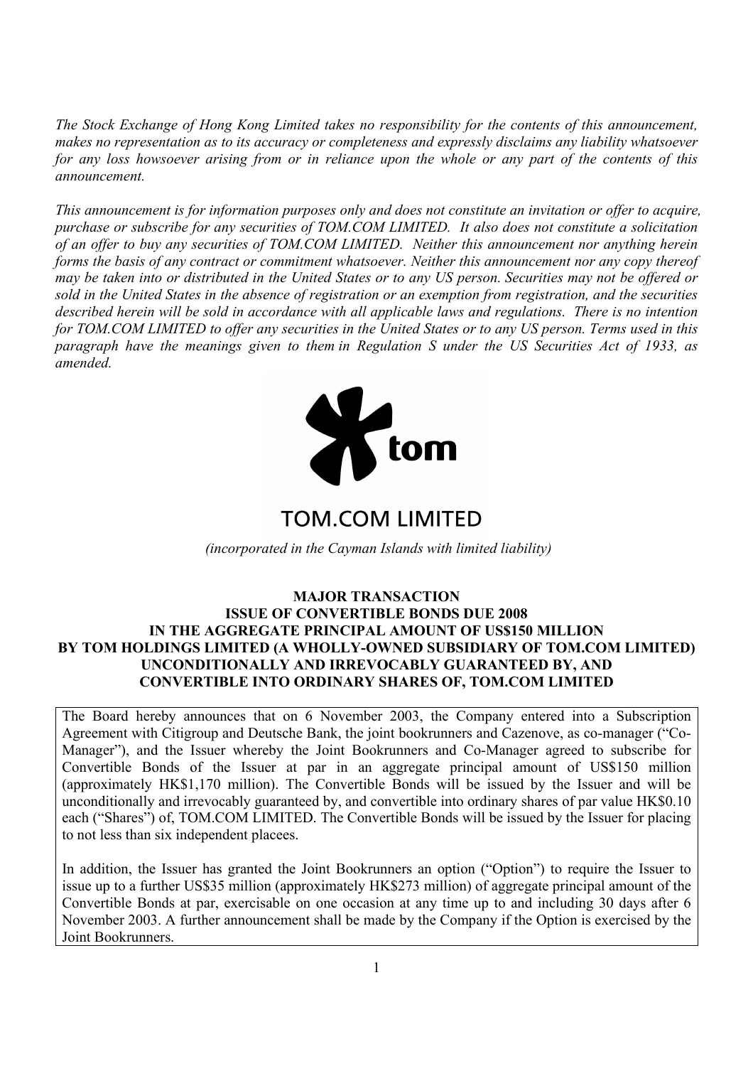*The Stock Exchange of Hong Kong Limited takes no responsibility for the contents of this announcement, makes no representation as to its accuracy or completeness and expressly disclaims any liability whatsoever for any loss howsoever arising from or in reliance upon the whole or any part of the contents of this announcement.*

*This announcement is for information purposes only and does not constitute an invitation or offer to acquire, purchase or subscribe for any securities of TOM.COM LIMITED. It also does not constitute a solicitation of an offer to buy any securities of TOM.COM LIMITED. Neither this announcement nor anything herein forms the basis of any contract or commitment whatsoever. Neither this announcement nor any copy thereof may be taken into or distributed in the United States or to any US person. Securities may not be offered or sold in the United States in the absence of registration or an exemption from registration, and the securities described herein will be sold in accordance with all applicable laws and regulations. There is no intention for TOM.COM LIMITED to offer any securities in the United States or to any US person. Terms used in this paragraph have the meanings given to them in Regulation S under the US Securities Act of 1933, as amended.*

tom

# TOM.COM LIMITED

*(incorporated in the Cayman Islands with limited liability)*

**MAJOR TRANSACTION**
**ISSUE OF CONVERTIBLE BONDS DUE 2008**
**IN THE AGGREGATE PRINCIPAL AMOUNT OF US$150 MILLION**
**BY TOM HOLDINGS LIMITED (A WHOLLY-OWNED SUBSIDIARY OF TOM.COM LIMITED)**
**UNCONDITIONALLY AND IRREVOCABLY GUARANTEED BY, AND**
**CONVERTIBLE INTO ORDINARY SHARES OF, TOM.COM LIMITED**

The Board hereby announces that on 6 November 2003, the Company entered into a Subscription Agreement with Citigroup and Deutsche Bank, the joint bookrunners and Cazenove, as co-manager ("Co-Manager"), and the Issuer whereby the Joint Bookrunners and Co-Manager agreed to subscribe for Convertible Bonds of the Issuer at par in an aggregate principal amount of US$150 million (approximately HK$1,170 million). The Convertible Bonds will be issued by the Issuer and will be unconditionally and irrevocably guaranteed by, and convertible into ordinary shares of par value HK$0.10 each ("Shares") of, TOM.COM LIMITED. The Convertible Bonds will be issued by the Issuer for placing to not less than six independent placees.

In addition, the Issuer has granted the Joint Bookrunners an option ("Option") to require the Issuer to issue up to a further US$35 million (approximately HK$273 million) of aggregate principal amount of the Convertible Bonds at par, exercisable on one occasion at any time up to and including 30 days after 6 November 2003. A further announcement shall be made by the Company if the Option is exercised by the Joint Bookrunners.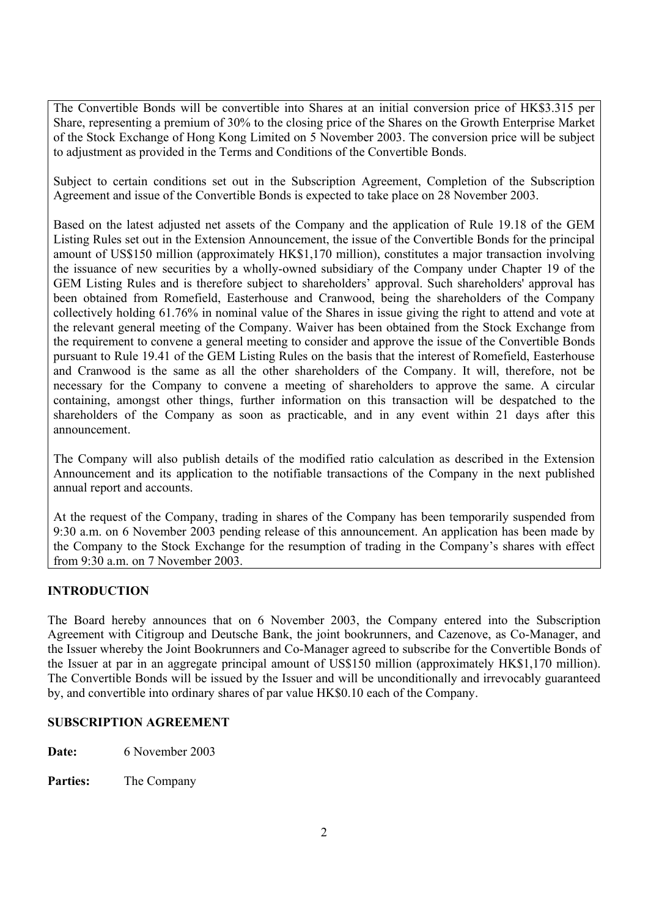The Convertible Bonds will be convertible into Shares at an initial conversion price of HK$3.315 per Share, representing a premium of 30% to the closing price of the Shares on the Growth Enterprise Market of the Stock Exchange of Hong Kong Limited on 5 November 2003. The conversion price will be subject to adjustment as provided in the Terms and Conditions of the Convertible Bonds.

Subject to certain conditions set out in the Subscription Agreement, Completion of the Subscription Agreement and issue of the Convertible Bonds is expected to take place on 28 November 2003.

Based on the latest adjusted net assets of the Company and the application of Rule 19.18 of the GEM Listing Rules set out in the Extension Announcement, the issue of the Convertible Bonds for the principal amount of US$150 million (approximately HK$1,170 million), constitutes a major transaction involving the issuance of new securities by a wholly-owned subsidiary of the Company under Chapter 19 of the GEM Listing Rules and is therefore subject to shareholders' approval. Such shareholders' approval has been obtained from Romefield, Easterhouse and Cranwood, being the shareholders of the Company collectively holding 61.76% in nominal value of the Shares in issue giving the right to attend and vote at the relevant general meeting of the Company. Waiver has been obtained from the Stock Exchange from the requirement to convene a general meeting to consider and approve the issue of the Convertible Bonds pursuant to Rule 19.41 of the GEM Listing Rules on the basis that the interest of Romefield, Easterhouse and Cranwood is the same as all the other shareholders of the Company. It will, therefore, not be necessary for the Company to convene a meeting of shareholders to approve the same. A circular containing, amongst other things, further information on this transaction will be despatched to the shareholders of the Company as soon as practicable, and in any event within 21 days after this announcement.

The Company will also publish details of the modified ratio calculation as described in the Extension Announcement and its application to the notifiable transactions of the Company in the next published annual report and accounts.

At the request of the Company, trading in shares of the Company has been temporarily suspended from 9:30 a.m. on 6 November 2003 pending release of this announcement. An application has been made by the Company to the Stock Exchange for the resumption of trading in the Company's shares with effect from 9:30 a.m. on 7 November 2003.

## INTRODUCTION

The Board hereby announces that on 6 November 2003, the Company entered into the Subscription Agreement with Citigroup and Deutsche Bank, the joint bookrunners, and Cazenove, as Co-Manager, and the Issuer whereby the Joint Bookrunners and Co-Manager agreed to subscribe for the Convertible Bonds of the Issuer at par in an aggregate principal amount of US$150 million (approximately HK$1,170 million). The Convertible Bonds will be issued by the Issuer and will be unconditionally and irrevocably guaranteed by, and convertible into ordinary shares of par value HK$0.10 each of the Company.

## SUBSCRIPTION AGREEMENT

**Date:** 6 November 2003

**Parties:** The Company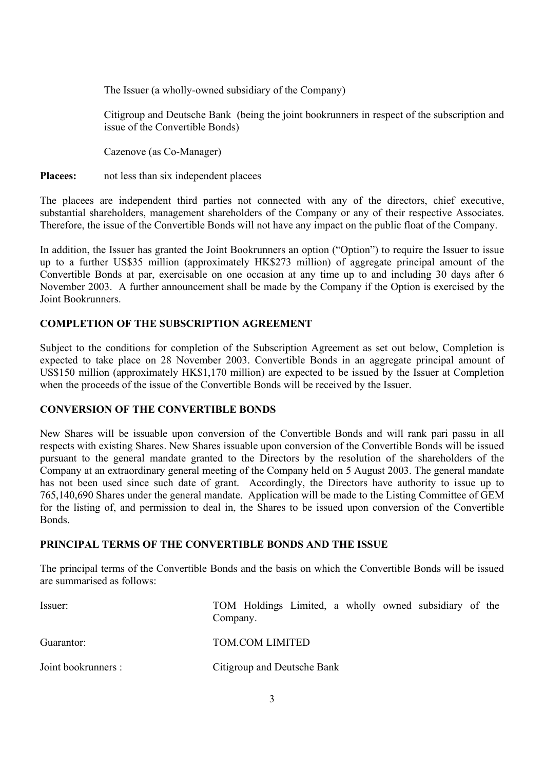The Issuer (a wholly-owned subsidiary of the Company)

Citigroup and Deutsche Bank (being the joint bookrunners in respect of the subscription and issue of the Convertible Bonds)

Cazenove (as Co-Manager)

**Placees:** not less than six independent placees

The placees are independent third parties not connected with any of the directors, chief executive, substantial shareholders, management shareholders of the Company or any of their respective Associates. Therefore, the issue of the Convertible Bonds will not have any impact on the public float of the Company.

In addition, the Issuer has granted the Joint Bookrunners an option ("Option") to require the Issuer to issue up to a further US$35 million (approximately HK$273 million) of aggregate principal amount of the Convertible Bonds at par, exercisable on one occasion at any time up to and including 30 days after 6 November 2003. A further announcement shall be made by the Company if the Option is exercised by the Joint Bookrunners.

## COMPLETION OF THE SUBSCRIPTION AGREEMENT

Subject to the conditions for completion of the Subscription Agreement as set out below, Completion is expected to take place on 28 November 2003. Convertible Bonds in an aggregate principal amount of US$150 million (approximately HK$1,170 million) are expected to be issued by the Issuer at Completion when the proceeds of the issue of the Convertible Bonds will be received by the Issuer.

## CONVERSION OF THE CONVERTIBLE BONDS

New Shares will be issuable upon conversion of the Convertible Bonds and will rank pari passu in all respects with existing Shares. New Shares issuable upon conversion of the Convertible Bonds will be issued pursuant to the general mandate granted to the Directors by the resolution of the shareholders of the Company at an extraordinary general meeting of the Company held on 5 August 2003. The general mandate has not been used since such date of grant. Accordingly, the Directors have authority to issue up to 765,140,690 Shares under the general mandate. Application will be made to the Listing Committee of GEM for the listing of, and permission to deal in, the Shares to be issued upon conversion of the Convertible Bonds.

## PRINCIPAL TERMS OF THE CONVERTIBLE BONDS AND THE ISSUE

The principal terms of the Convertible Bonds and the basis on which the Convertible Bonds will be issued are summarised as follows:

| | |
|---|---|
| Issuer: | TOM Holdings Limited, a wholly owned subsidiary of the Company. |
| Guarantor: | TOM.COM LIMITED |
| Joint bookrunners : | Citigroup and Deutsche Bank |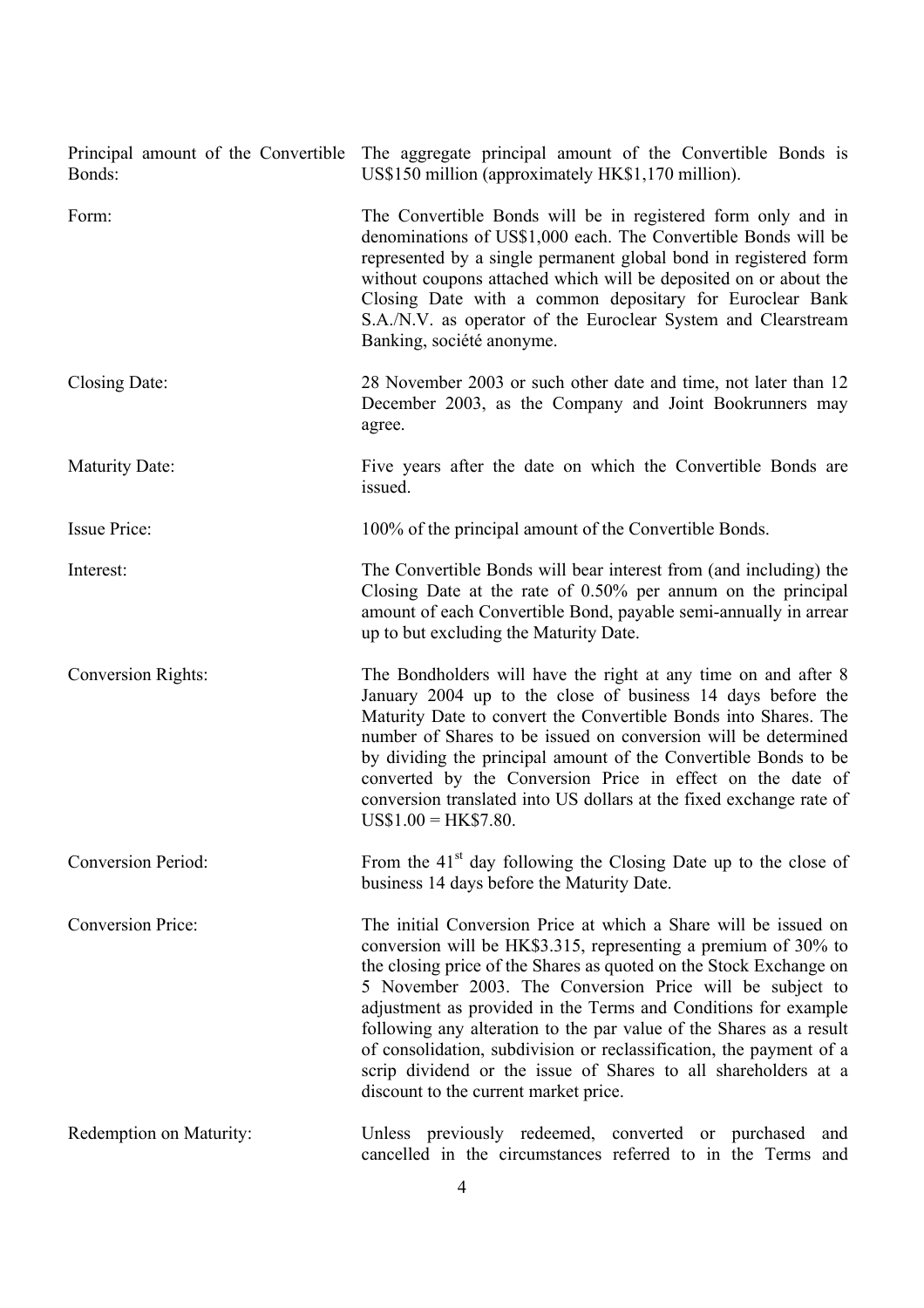| | |
|---|---|
| Principal amount of the Convertible Bonds: | The aggregate principal amount of the Convertible Bonds is US$150 million (approximately HK$1,170 million). |
| Form: | The Convertible Bonds will be in registered form only and in denominations of US$1,000 each. The Convertible Bonds will be represented by a single permanent global bond in registered form without coupons attached which will be deposited on or about the Closing Date with a common depositary for Euroclear Bank S.A./N.V. as operator of the Euroclear System and Clearstream Banking, société anonyme. |
| Closing Date: | 28 November 2003 or such other date and time, not later than 12 December 2003, as the Company and Joint Bookrunners may agree. |
| Maturity Date: | Five years after the date on which the Convertible Bonds are issued. |
| Issue Price: | 100% of the principal amount of the Convertible Bonds. |
| Interest: | The Convertible Bonds will bear interest from (and including) the Closing Date at the rate of 0.50% per annum on the principal amount of each Convertible Bond, payable semi-annually in arrear up to but excluding the Maturity Date. |
| Conversion Rights: | The Bondholders will have the right at any time on and after 8 January 2004 up to the close of business 14 days before the Maturity Date to convert the Convertible Bonds into Shares. The number of Shares to be issued on conversion will be determined by dividing the principal amount of the Convertible Bonds to be converted by the Conversion Price in effect on the date of conversion translated into US dollars at the fixed exchange rate of US$1.00 = HK$7.80. |
| Conversion Period: | From the 41st day following the Closing Date up to the close of business 14 days before the Maturity Date. |
| Conversion Price: | The initial Conversion Price at which a Share will be issued on conversion will be HK$3.315, representing a premium of 30% to the closing price of the Shares as quoted on the Stock Exchange on 5 November 2003. The Conversion Price will be subject to adjustment as provided in the Terms and Conditions for example following any alteration to the par value of the Shares as a result of consolidation, subdivision or reclassification, the payment of a scrip dividend or the issue of Shares to all shareholders at a discount to the current market price. |
| Redemption on Maturity: | Unless previously redeemed, converted or purchased and cancelled in the circumstances referred to in the Terms and |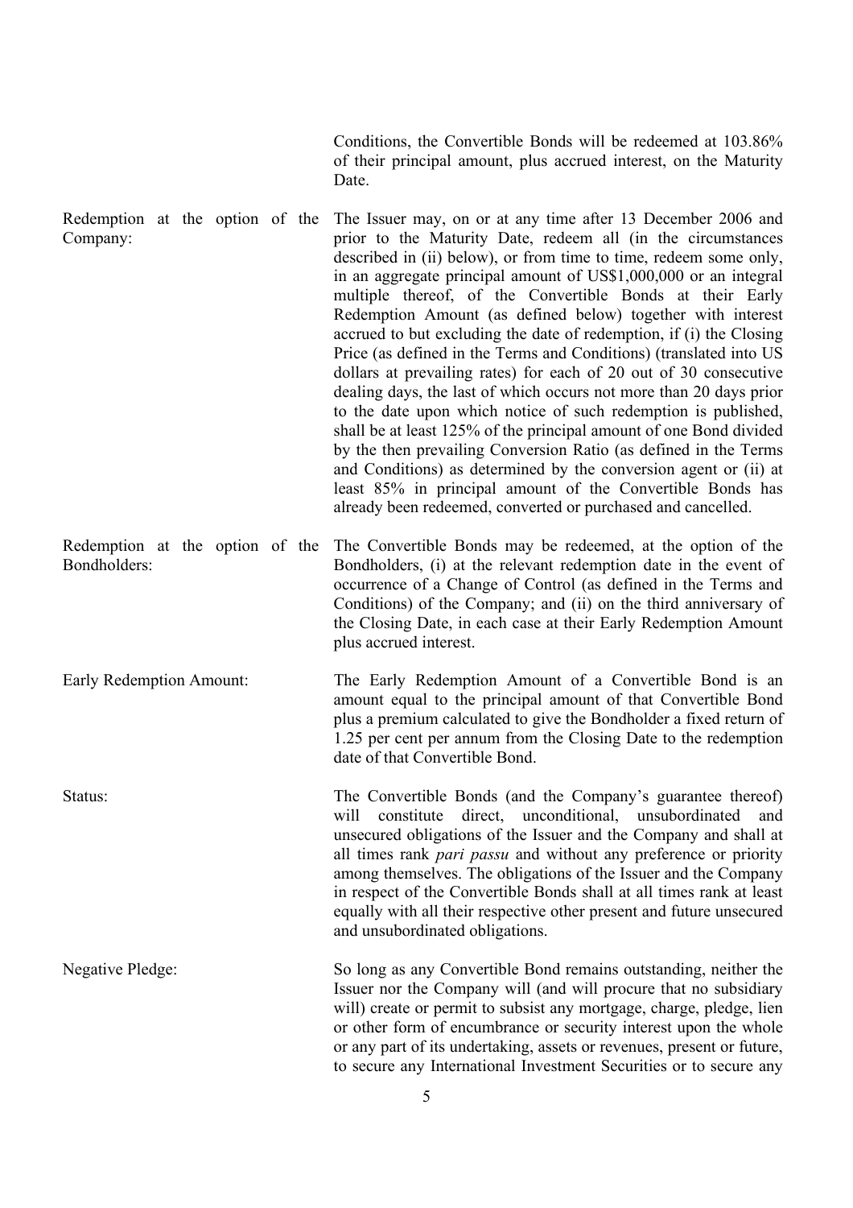Conditions, the Convertible Bonds will be redeemed at 103.86% of their principal amount, plus accrued interest, on the Maturity Date.

| | |
|---|---|
| Redemption at the option of the Company: | The Issuer may, on or at any time after 13 December 2006 and prior to the Maturity Date, redeem all (in the circumstances described in (ii) below), or from time to time, redeem some only, in an aggregate principal amount of US$1,000,000 or an integral multiple thereof, of the Convertible Bonds at their Early Redemption Amount (as defined below) together with interest accrued to but excluding the date of redemption, if (i) the Closing Price (as defined in the Terms and Conditions) (translated into US dollars at prevailing rates) for each of 20 out of 30 consecutive dealing days, the last of which occurs not more than 20 days prior to the date upon which notice of such redemption is published, shall be at least 125% of the principal amount of one Bond divided by the then prevailing Conversion Ratio (as defined in the Terms and Conditions) as determined by the conversion agent or (ii) at least 85% in principal amount of the Convertible Bonds has already been redeemed, converted or purchased and cancelled. |
| Redemption at the option of the Bondholders: | The Convertible Bonds may be redeemed, at the option of the Bondholders, (i) at the relevant redemption date in the event of occurrence of a Change of Control (as defined in the Terms and Conditions) of the Company; and (ii) on the third anniversary of the Closing Date, in each case at their Early Redemption Amount plus accrued interest. |
| Early Redemption Amount: | The Early Redemption Amount of a Convertible Bond is an amount equal to the principal amount of that Convertible Bond plus a premium calculated to give the Bondholder a fixed return of 1.25 per cent per annum from the Closing Date to the redemption date of that Convertible Bond. |
| Status: | The Convertible Bonds (and the Company's guarantee thereof) will constitute direct, unconditional, unsubordinated and unsecured obligations of the Issuer and the Company and shall at all times rank *pari passu* and without any preference or priority among themselves. The obligations of the Issuer and the Company in respect of the Convertible Bonds shall at all times rank at least equally with all their respective other present and future unsecured and unsubordinated obligations. |
| Negative Pledge: | So long as any Convertible Bond remains outstanding, neither the Issuer nor the Company will (and will procure that no subsidiary will) create or permit to subsist any mortgage, charge, pledge, lien or other form of encumbrance or security interest upon the whole or any part of its undertaking, assets or revenues, present or future, to secure any International Investment Securities or to secure any |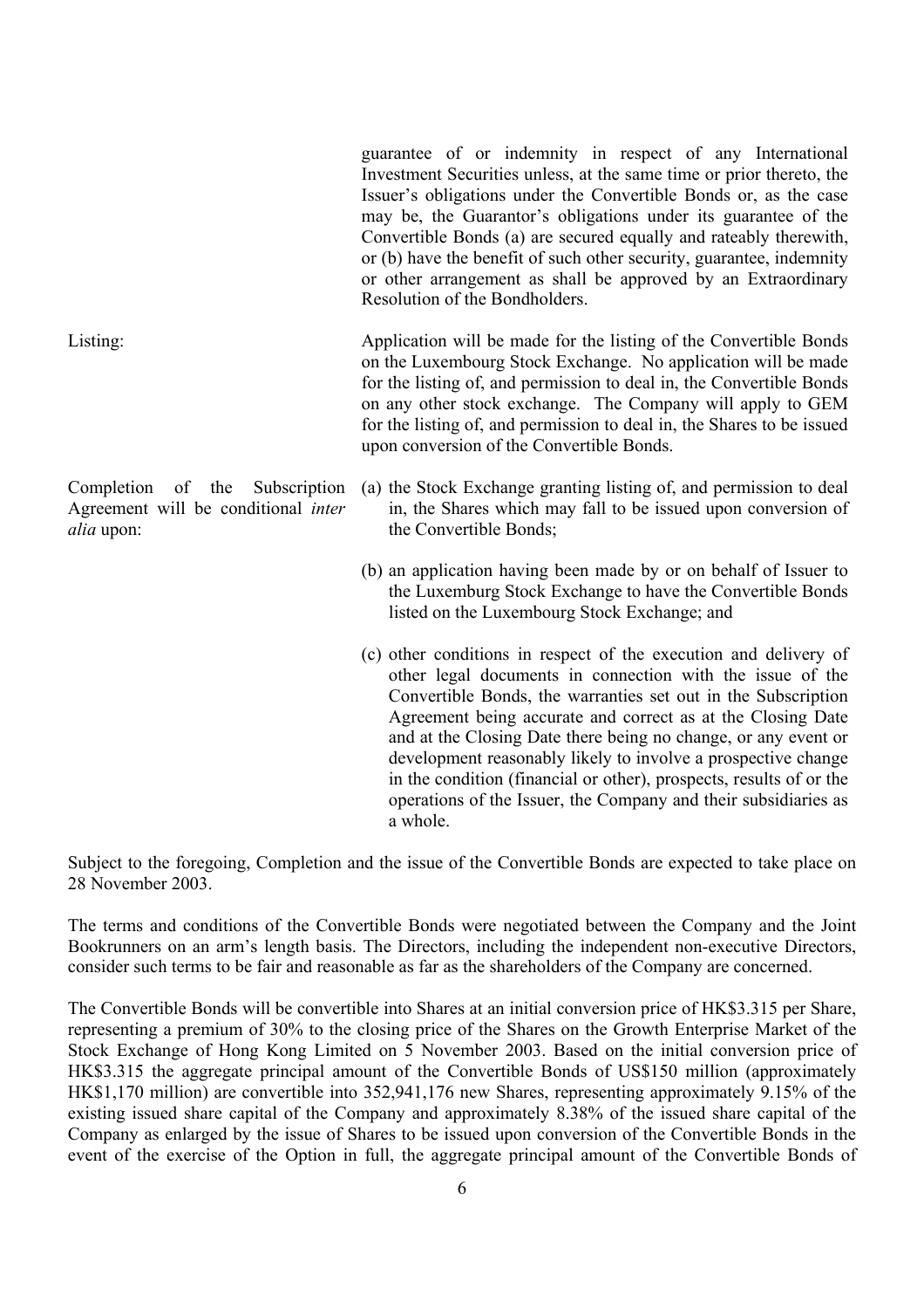guarantee of or indemnity in respect of any International Investment Securities unless, at the same time or prior thereto, the Issuer's obligations under the Convertible Bonds or, as the case may be, the Guarantor's obligations under its guarantee of the Convertible Bonds (a) are secured equally and rateably therewith, or (b) have the benefit of such other security, guarantee, indemnity or other arrangement as shall be approved by an Extraordinary Resolution of the Bondholders.

| | |
|---|---|
| Listing: | Application will be made for the listing of the Convertible Bonds on the Luxembourg Stock Exchange. No application will be made for the listing of, and permission to deal in, the Convertible Bonds on any other stock exchange. The Company will apply to GEM for the listing of, and permission to deal in, the Shares to be issued upon conversion of the Convertible Bonds. |
| Completion of the Subscription Agreement will be conditional *inter alia* upon: | (a) the Stock Exchange granting listing of, and permission to deal in, the Shares which may fall to be issued upon conversion of the Convertible Bonds;<br><br>(b) an application having been made by or on behalf of Issuer to the Luxemburg Stock Exchange to have the Convertible Bonds listed on the Luxembourg Stock Exchange; and<br><br>(c) other conditions in respect of the execution and delivery of other legal documents in connection with the issue of the Convertible Bonds, the warranties set out in the Subscription Agreement being accurate and correct as at the Closing Date and at the Closing Date there being no change, or any event or development reasonably likely to involve a prospective change in the condition (financial or other), prospects, results of or the operations of the Issuer, the Company and their subsidiaries as a whole. |

Subject to the foregoing, Completion and the issue of the Convertible Bonds are expected to take place on 28 November 2003.

The terms and conditions of the Convertible Bonds were negotiated between the Company and the Joint Bookrunners on an arm's length basis. The Directors, including the independent non-executive Directors, consider such terms to be fair and reasonable as far as the shareholders of the Company are concerned.

The Convertible Bonds will be convertible into Shares at an initial conversion price of HK$3.315 per Share, representing a premium of 30% to the closing price of the Shares on the Growth Enterprise Market of the Stock Exchange of Hong Kong Limited on 5 November 2003. Based on the initial conversion price of HK$3.315 the aggregate principal amount of the Convertible Bonds of US$150 million (approximately HK$1,170 million) are convertible into 352,941,176 new Shares, representing approximately 9.15% of the existing issued share capital of the Company and approximately 8.38% of the issued share capital of the Company as enlarged by the issue of Shares to be issued upon conversion of the Convertible Bonds in the event of the exercise of the Option in full, the aggregate principal amount of the Convertible Bonds of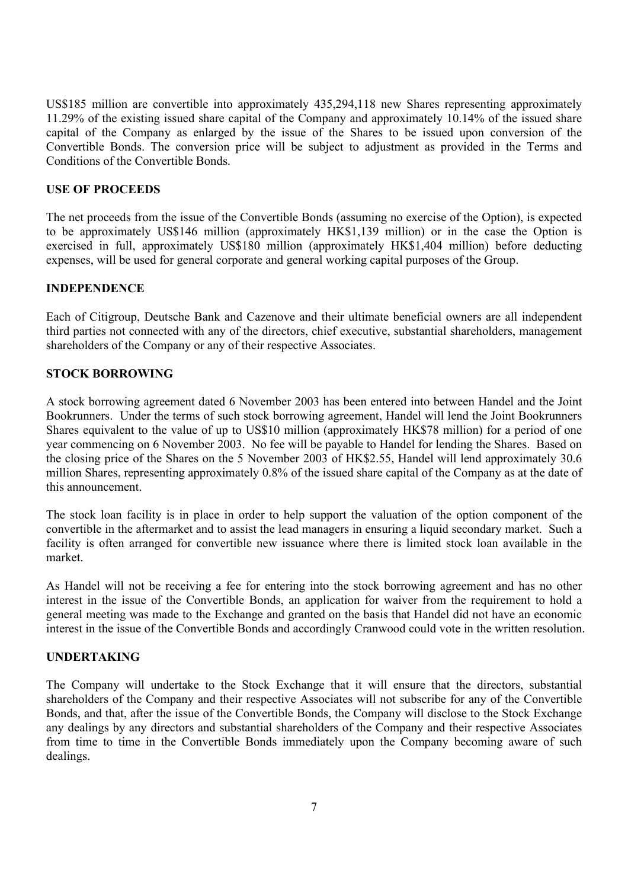US$185 million are convertible into approximately 435,294,118 new Shares representing approximately 11.29% of the existing issued share capital of the Company and approximately 10.14% of the issued share capital of the Company as enlarged by the issue of the Shares to be issued upon conversion of the Convertible Bonds. The conversion price will be subject to adjustment as provided in the Terms and Conditions of the Convertible Bonds.

**USE OF PROCEEDS**

The net proceeds from the issue of the Convertible Bonds (assuming no exercise of the Option), is expected to be approximately US$146 million (approximately HK$1,139 million) or in the case the Option is exercised in full, approximately US$180 million (approximately HK$1,404 million) before deducting expenses, will be used for general corporate and general working capital purposes of the Group.

**INDEPENDENCE**

Each of Citigroup, Deutsche Bank and Cazenove and their ultimate beneficial owners are all independent third parties not connected with any of the directors, chief executive, substantial shareholders, management shareholders of the Company or any of their respective Associates.

**STOCK BORROWING**

A stock borrowing agreement dated 6 November 2003 has been entered into between Handel and the Joint Bookrunners. Under the terms of such stock borrowing agreement, Handel will lend the Joint Bookrunners Shares equivalent to the value of up to US$10 million (approximately HK$78 million) for a period of one year commencing on 6 November 2003. No fee will be payable to Handel for lending the Shares. Based on the closing price of the Shares on the 5 November 2003 of HK$2.55, Handel will lend approximately 30.6 million Shares, representing approximately 0.8% of the issued share capital of the Company as at the date of this announcement.

The stock loan facility is in place in order to help support the valuation of the option component of the convertible in the aftermarket and to assist the lead managers in ensuring a liquid secondary market. Such a facility is often arranged for convertible new issuance where there is limited stock loan available in the market.

As Handel will not be receiving a fee for entering into the stock borrowing agreement and has no other interest in the issue of the Convertible Bonds, an application for waiver from the requirement to hold a general meeting was made to the Exchange and granted on the basis that Handel did not have an economic interest in the issue of the Convertible Bonds and accordingly Cranwood could vote in the written resolution.

**UNDERTAKING**

The Company will undertake to the Stock Exchange that it will ensure that the directors, substantial shareholders of the Company and their respective Associates will not subscribe for any of the Convertible Bonds, and that, after the issue of the Convertible Bonds, the Company will disclose to the Stock Exchange any dealings by any directors and substantial shareholders of the Company and their respective Associates from time to time in the Convertible Bonds immediately upon the Company becoming aware of such dealings.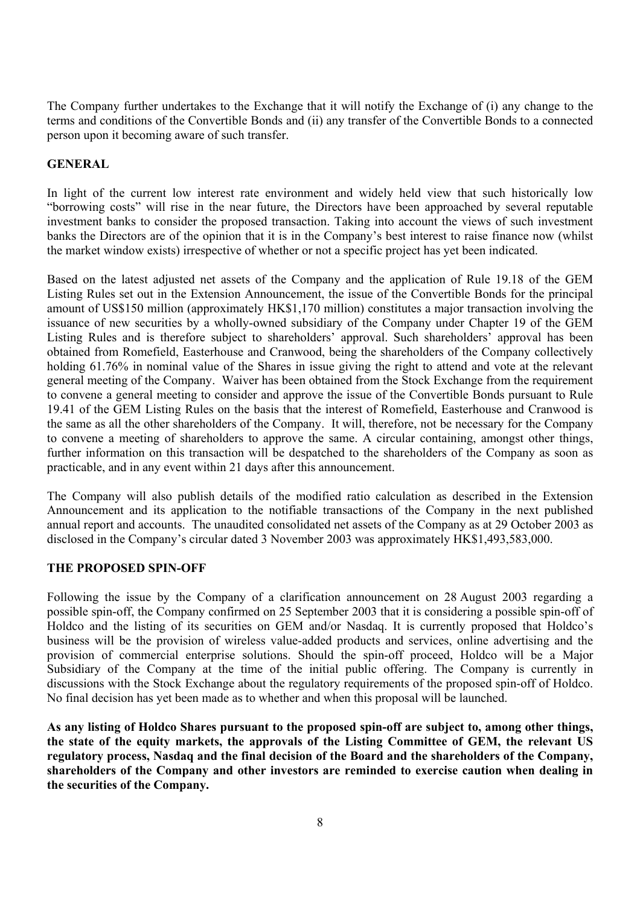The Company further undertakes to the Exchange that it will notify the Exchange of (i) any change to the terms and conditions of the Convertible Bonds and (ii) any transfer of the Convertible Bonds to a connected person upon it becoming aware of such transfer.

## GENERAL

In light of the current low interest rate environment and widely held view that such historically low "borrowing costs" will rise in the near future, the Directors have been approached by several reputable investment banks to consider the proposed transaction. Taking into account the views of such investment banks the Directors are of the opinion that it is in the Company's best interest to raise finance now (whilst the market window exists) irrespective of whether or not a specific project has yet been indicated.

Based on the latest adjusted net assets of the Company and the application of Rule 19.18 of the GEM Listing Rules set out in the Extension Announcement, the issue of the Convertible Bonds for the principal amount of US$150 million (approximately HK$1,170 million) constitutes a major transaction involving the issuance of new securities by a wholly-owned subsidiary of the Company under Chapter 19 of the GEM Listing Rules and is therefore subject to shareholders' approval. Such shareholders' approval has been obtained from Romefield, Easterhouse and Cranwood, being the shareholders of the Company collectively holding 61.76% in nominal value of the Shares in issue giving the right to attend and vote at the relevant general meeting of the Company. Waiver has been obtained from the Stock Exchange from the requirement to convene a general meeting to consider and approve the issue of the Convertible Bonds pursuant to Rule 19.41 of the GEM Listing Rules on the basis that the interest of Romefield, Easterhouse and Cranwood is the same as all the other shareholders of the Company. It will, therefore, not be necessary for the Company to convene a meeting of shareholders to approve the same. A circular containing, amongst other things, further information on this transaction will be despatched to the shareholders of the Company as soon as practicable, and in any event within 21 days after this announcement.

The Company will also publish details of the modified ratio calculation as described in the Extension Announcement and its application to the notifiable transactions of the Company in the next published annual report and accounts. The unaudited consolidated net assets of the Company as at 29 October 2003 as disclosed in the Company's circular dated 3 November 2003 was approximately HK$1,493,583,000.

## THE PROPOSED SPIN-OFF

Following the issue by the Company of a clarification announcement on 28 August 2003 regarding a possible spin-off, the Company confirmed on 25 September 2003 that it is considering a possible spin-off of Holdco and the listing of its securities on GEM and/or Nasdaq. It is currently proposed that Holdco's business will be the provision of wireless value-added products and services, online advertising and the provision of commercial enterprise solutions. Should the spin-off proceed, Holdco will be a Major Subsidiary of the Company at the time of the initial public offering. The Company is currently in discussions with the Stock Exchange about the regulatory requirements of the proposed spin-off of Holdco. No final decision has yet been made as to whether and when this proposal will be launched.

**As any listing of Holdco Shares pursuant to the proposed spin-off are subject to, among other things, the state of the equity markets, the approvals of the Listing Committee of GEM, the relevant US regulatory process, Nasdaq and the final decision of the Board and the shareholders of the Company, shareholders of the Company and other investors are reminded to exercise caution when dealing in the securities of the Company.**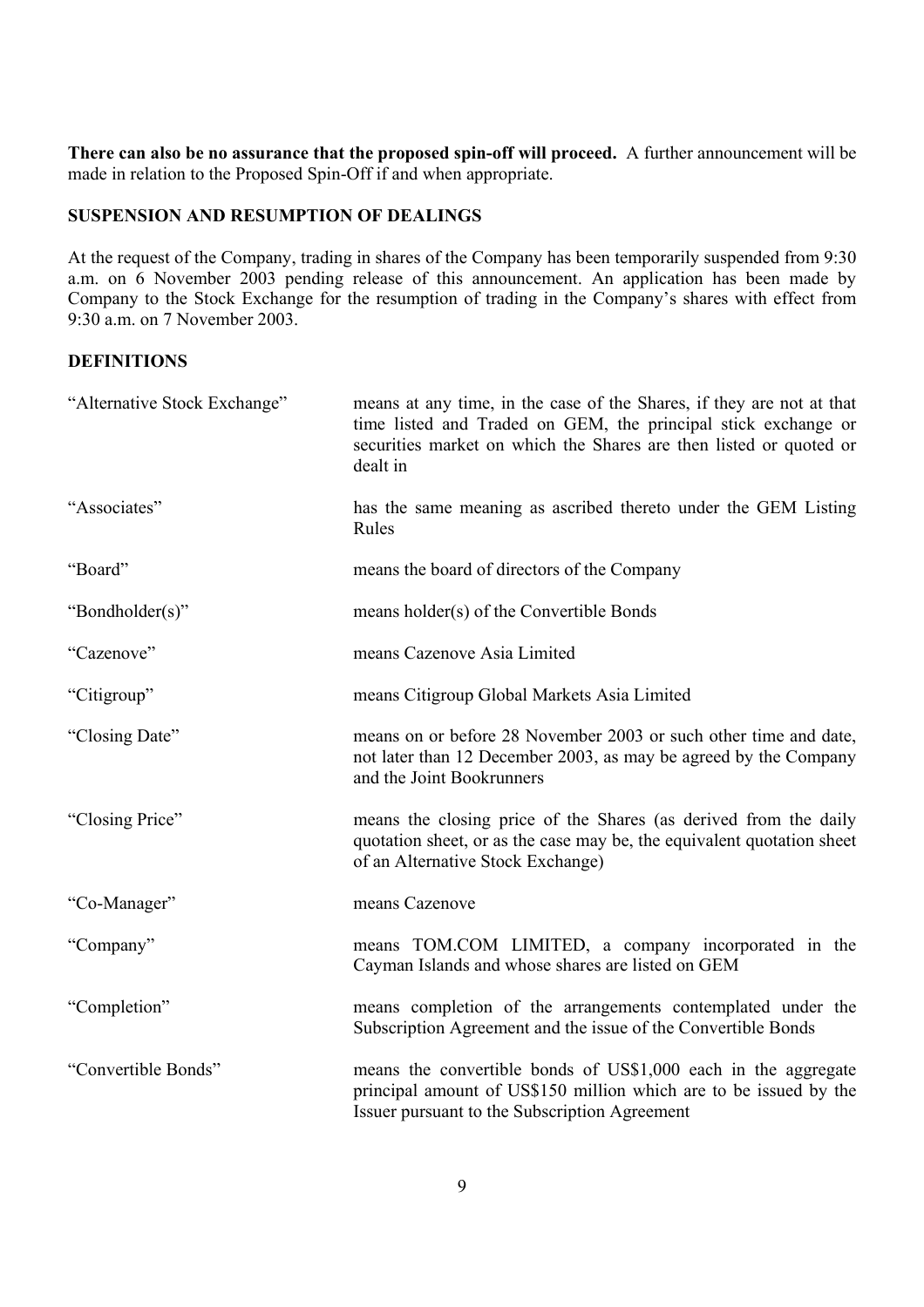**There can also be no assurance that the proposed spin-off will proceed.** A further announcement will be made in relation to the Proposed Spin-Off if and when appropriate.

## SUSPENSION AND RESUMPTION OF DEALINGS

At the request of the Company, trading in shares of the Company has been temporarily suspended from 9:30 a.m. on 6 November 2003 pending release of this announcement. An application has been made by Company to the Stock Exchange for the resumption of trading in the Company's shares with effect from 9:30 a.m. on 7 November 2003.

## DEFINITIONS

| | |
|---|---|
| "Alternative Stock Exchange" | means at any time, in the case of the Shares, if they are not at that time listed and Traded on GEM, the principal stick exchange or securities market on which the Shares are then listed or quoted or dealt in |
| "Associates" | has the same meaning as ascribed thereto under the GEM Listing Rules |
| "Board" | means the board of directors of the Company |
| "Bondholder(s)" | means holder(s) of the Convertible Bonds |
| "Cazenove" | means Cazenove Asia Limited |
| "Citigroup" | means Citigroup Global Markets Asia Limited |
| "Closing Date" | means on or before 28 November 2003 or such other time and date, not later than 12 December 2003, as may be agreed by the Company and the Joint Bookrunners |
| "Closing Price" | means the closing price of the Shares (as derived from the daily quotation sheet, or as the case may be, the equivalent quotation sheet of an Alternative Stock Exchange) |
| "Co-Manager" | means Cazenove |
| "Company" | means TOM.COM LIMITED, a company incorporated in the Cayman Islands and whose shares are listed on GEM |
| "Completion" | means completion of the arrangements contemplated under the Subscription Agreement and the issue of the Convertible Bonds |
| "Convertible Bonds" | means the convertible bonds of US$1,000 each in the aggregate principal amount of US$150 million which are to be issued by the Issuer pursuant to the Subscription Agreement |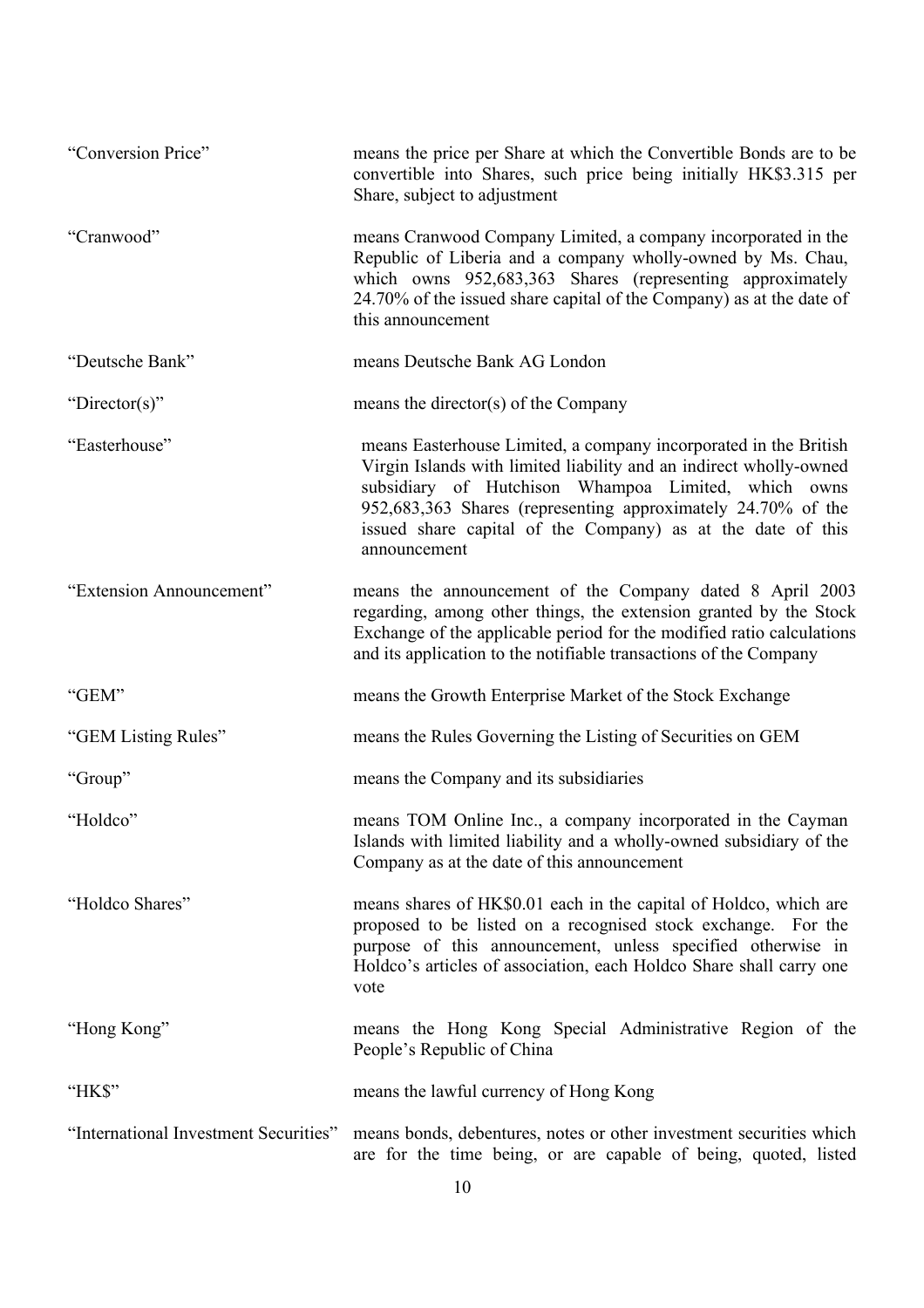| | |
|---|---|
| "Conversion Price" | means the price per Share at which the Convertible Bonds are to be convertible into Shares, such price being initially HK$3.315 per Share, subject to adjustment |
| "Cranwood" | means Cranwood Company Limited, a company incorporated in the Republic of Liberia and a company wholly-owned by Ms. Chau, which owns 952,683,363 Shares (representing approximately 24.70% of the issued share capital of the Company) as at the date of this announcement |
| "Deutsche Bank" | means Deutsche Bank AG London |
| "Director(s)" | means the director(s) of the Company |
| "Easterhouse" | means Easterhouse Limited, a company incorporated in the British Virgin Islands with limited liability and an indirect wholly-owned subsidiary of Hutchison Whampoa Limited, which owns 952,683,363 Shares (representing approximately 24.70% of the issued share capital of the Company) as at the date of this announcement |
| "Extension Announcement" | means the announcement of the Company dated 8 April 2003 regarding, among other things, the extension granted by the Stock Exchange of the applicable period for the modified ratio calculations and its application to the notifiable transactions of the Company |
| "GEM" | means the Growth Enterprise Market of the Stock Exchange |
| "GEM Listing Rules" | means the Rules Governing the Listing of Securities on GEM |
| "Group" | means the Company and its subsidiaries |
| "Holdco" | means TOM Online Inc., a company incorporated in the Cayman Islands with limited liability and a wholly-owned subsidiary of the Company as at the date of this announcement |
| "Holdco Shares" | means shares of HK$0.01 each in the capital of Holdco, which are proposed to be listed on a recognised stock exchange. For the purpose of this announcement, unless specified otherwise in Holdco's articles of association, each Holdco Share shall carry one vote |
| "Hong Kong" | means the Hong Kong Special Administrative Region of the People's Republic of China |
| "HK$" | means the lawful currency of Hong Kong |
| "International Investment Securities" | means bonds, debentures, notes or other investment securities which are for the time being, or are capable of being, quoted, listed |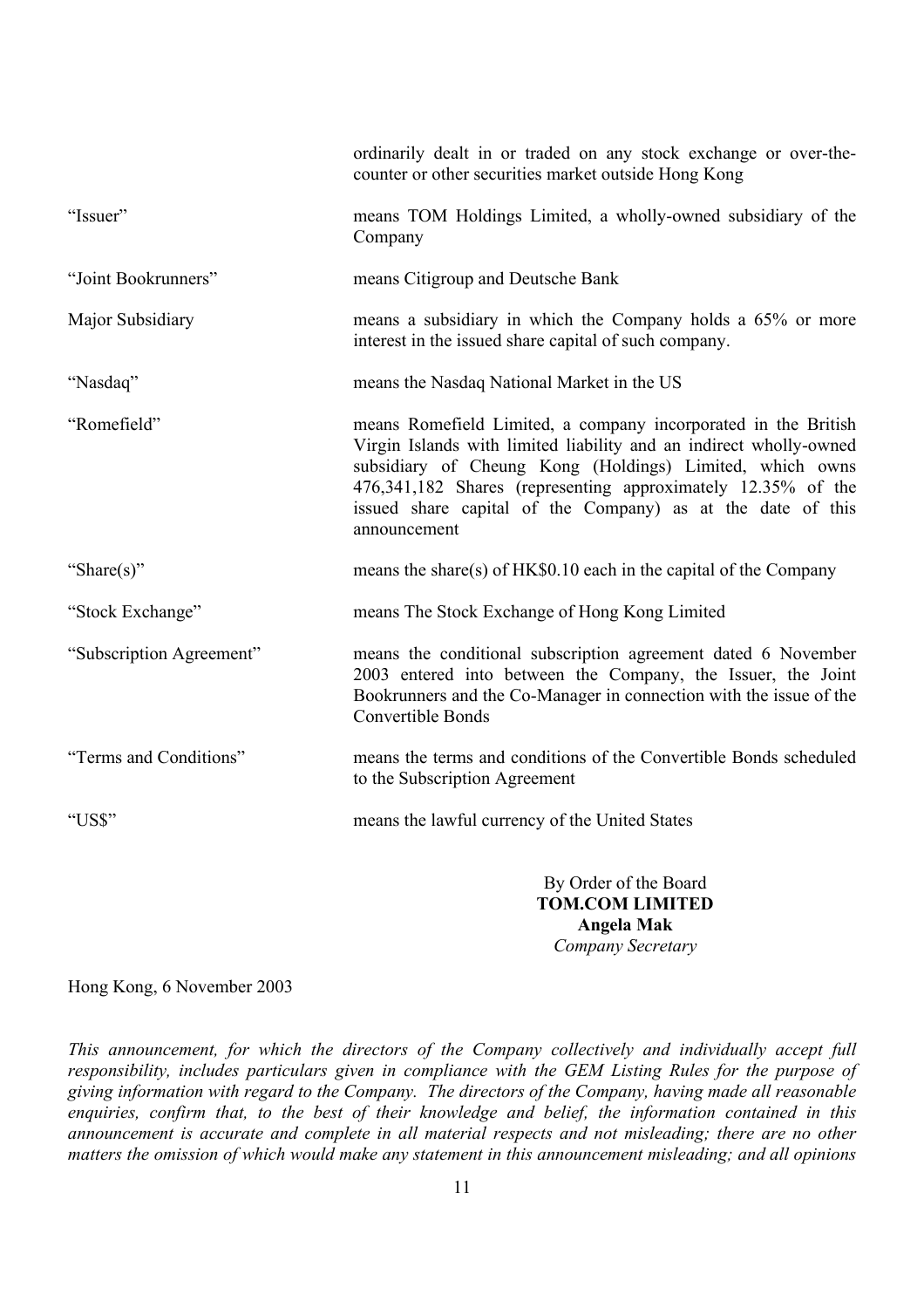| | |
|---|---|
| | ordinarily dealt in or traded on any stock exchange or over-the-counter or other securities market outside Hong Kong |
| "Issuer" | means TOM Holdings Limited, a wholly-owned subsidiary of the Company |
| "Joint Bookrunners" | means Citigroup and Deutsche Bank |
| Major Subsidiary | means a subsidiary in which the Company holds a 65% or more interest in the issued share capital of such company. |
| "Nasdaq" | means the Nasdaq National Market in the US |
| "Romefield" | means Romefield Limited, a company incorporated in the British Virgin Islands with limited liability and an indirect wholly-owned subsidiary of Cheung Kong (Holdings) Limited, which owns 476,341,182 Shares (representing approximately 12.35% of the issued share capital of the Company) as at the date of this announcement |
| "Share(s)" | means the share(s) of HK$0.10 each in the capital of the Company |
| "Stock Exchange" | means The Stock Exchange of Hong Kong Limited |
| "Subscription Agreement" | means the conditional subscription agreement dated 6 November 2003 entered into between the Company, the Issuer, the Joint Bookrunners and the Co-Manager in connection with the issue of the Convertible Bonds |
| "Terms and Conditions" | means the terms and conditions of the Convertible Bonds scheduled to the Subscription Agreement |
| "US$" | means the lawful currency of the United States |

By Order of the Board
**TOM.COM LIMITED**
**Angela Mak**
*Company Secretary*

Hong Kong, 6 November 2003

*This announcement, for which the directors of the Company collectively and individually accept full responsibility, includes particulars given in compliance with the GEM Listing Rules for the purpose of giving information with regard to the Company. The directors of the Company, having made all reasonable enquiries, confirm that, to the best of their knowledge and belief, the information contained in this announcement is accurate and complete in all material respects and not misleading; there are no other matters the omission of which would make any statement in this announcement misleading; and all opinions*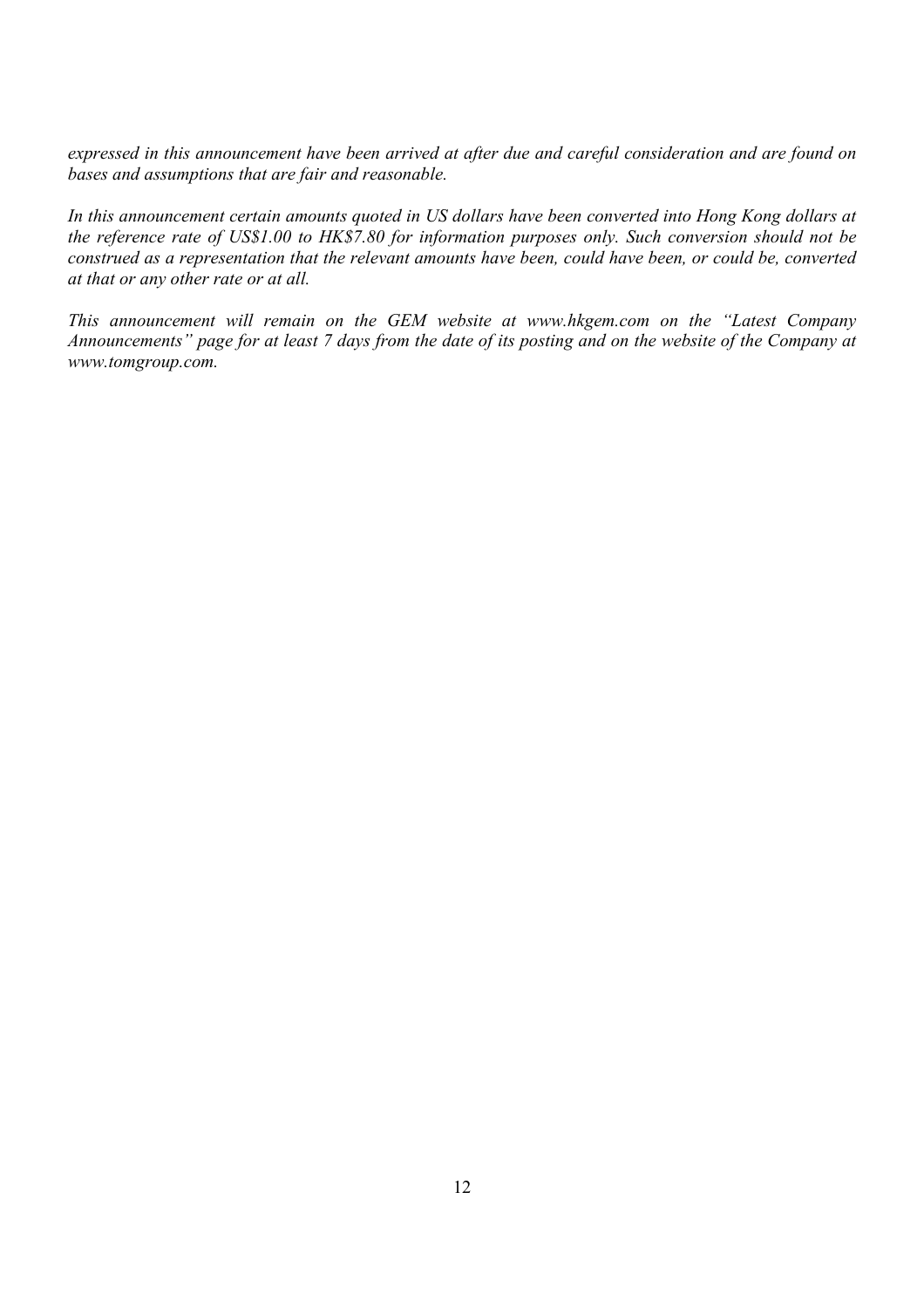*expressed in this announcement have been arrived at after due and careful consideration and are found on bases and assumptions that are fair and reasonable.*

*In this announcement certain amounts quoted in US dollars have been converted into Hong Kong dollars at the reference rate of US$1.00 to HK$7.80 for information purposes only. Such conversion should not be construed as a representation that the relevant amounts have been, could have been, or could be, converted at that or any other rate or at all.*

*This announcement will remain on the GEM website at www.hkgem.com on the "Latest Company Announcements" page for at least 7 days from the date of its posting and on the website of the Company at www.tomgroup.com.*